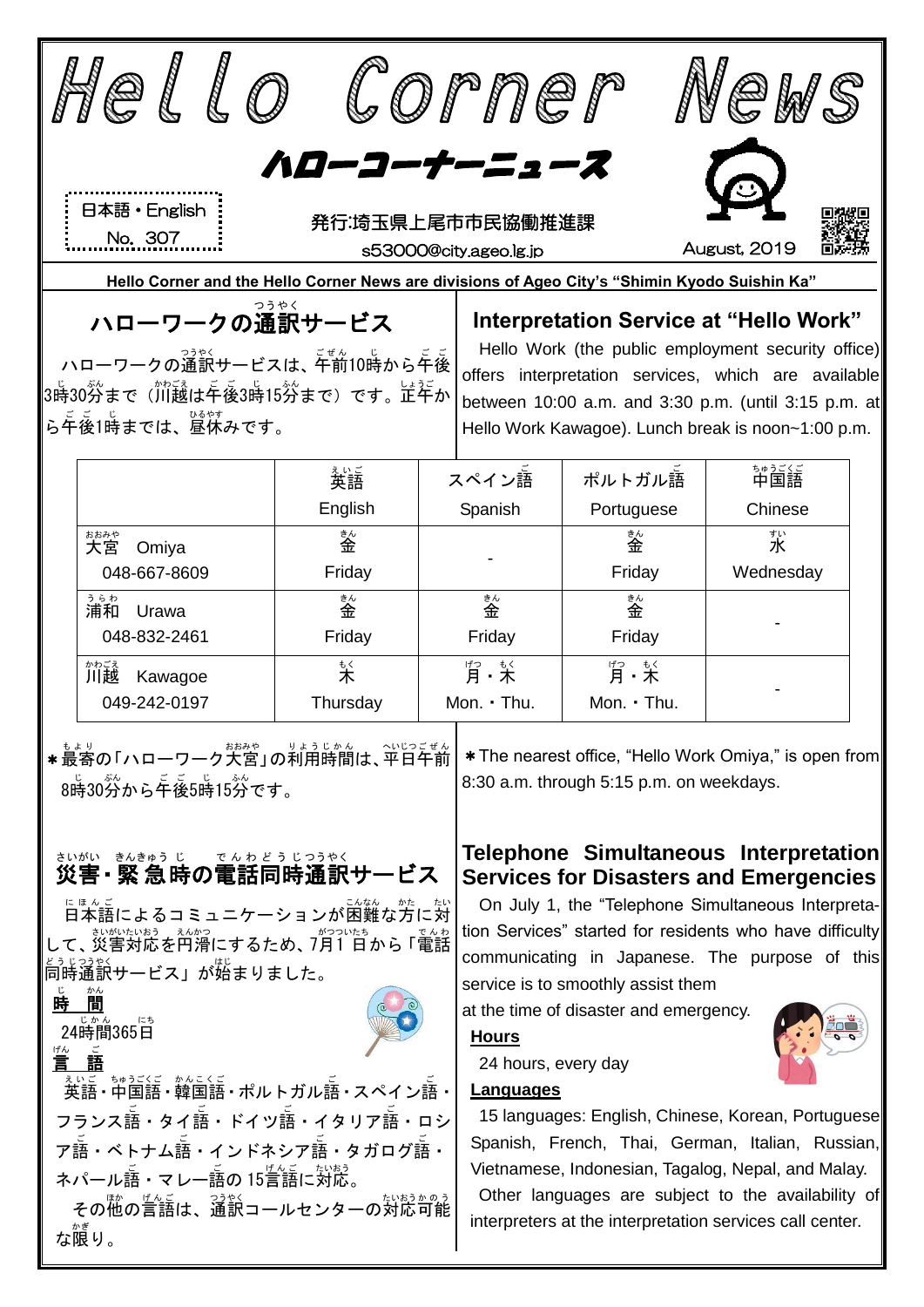# Hello Corner News

## ハローコーナーニュース

日本語・English
No. 307

発行:埼玉県上尾市市民協働推進課
s53000@city.ageo.lg.jp

August, 2019

**Hello Corner and the Hello Corner News are divisions of Ageo City's "Shimin Kyodo Suishin Ka"**

## ハローワークの通訳サービス

ハローワークの通訳サービスは、午前10時から午後3時30分まで（川越は午後3時15分まで）です。正午から午後1時までは、昼休みです。

## Interpretation Service at "Hello Work"

Hello Work (the public employment security office) offers interpretation services, which are available between 10:00 a.m. and 3:30 p.m. (until 3:15 p.m. at Hello Work Kawagoe). Lunch break is noon~1:00 p.m.

| | 英語 English | スペイン語 Spanish | ポルトガル語 Portuguese | 中国語 Chinese |
|---|---|---|---|---|
| 大宮 Omiya 048-667-8609 | 金 Friday | - | 金 Friday | 水 Wednesday |
| 浦和 Urawa 048-832-2461 | 金 Friday | 金 Friday | 金 Friday | - |
| 川越 Kawagoe 049-242-0197 | 木 Thursday | 月・木 Mon.・Thu. | 月・木 Mon.・Thu. | - |

＊最寄の「ハローワーク大宮」の利用時間は、平日午前8時30分から午後5時15分です。

＊The nearest office, "Hello Work Omiya," is open from 8:30 a.m. through 5:15 p.m. on weekdays.

## 災害・緊急時の電話同時通訳サービス

日本語によるコミュニケーションが困難な方に対して、災害対応を円滑にするため、7月1日から「電話同時通訳サービス」が始まりました。

**時間**

24時間365日

**言語**

英語・中国語・韓国語・ポルトガル語・スペイン語・フランス語・タイ語・ドイツ語・イタリア語・ロシア語・ベトナム語・インドネシア語・タガログ語・ネパール語・マレー語の15言語に対応。

その他の言語は、通訳コールセンターの対応可能な限り。

## Telephone Simultaneous Interpretation Services for Disasters and Emergencies

On July 1, the "Telephone Simultaneous Interpretation Services" started for residents who have difficulty communicating in Japanese. The purpose of this service is to smoothly assist them at the time of disaster and emergency.

**Hours**

24 hours, every day

**Languages**

15 languages: English, Chinese, Korean, Portuguese Spanish, French, Thai, German, Italian, Russian, Vietnamese, Indonesian, Tagalog, Nepal, and Malay.

Other languages are subject to the availability of interpreters at the interpretation services call center.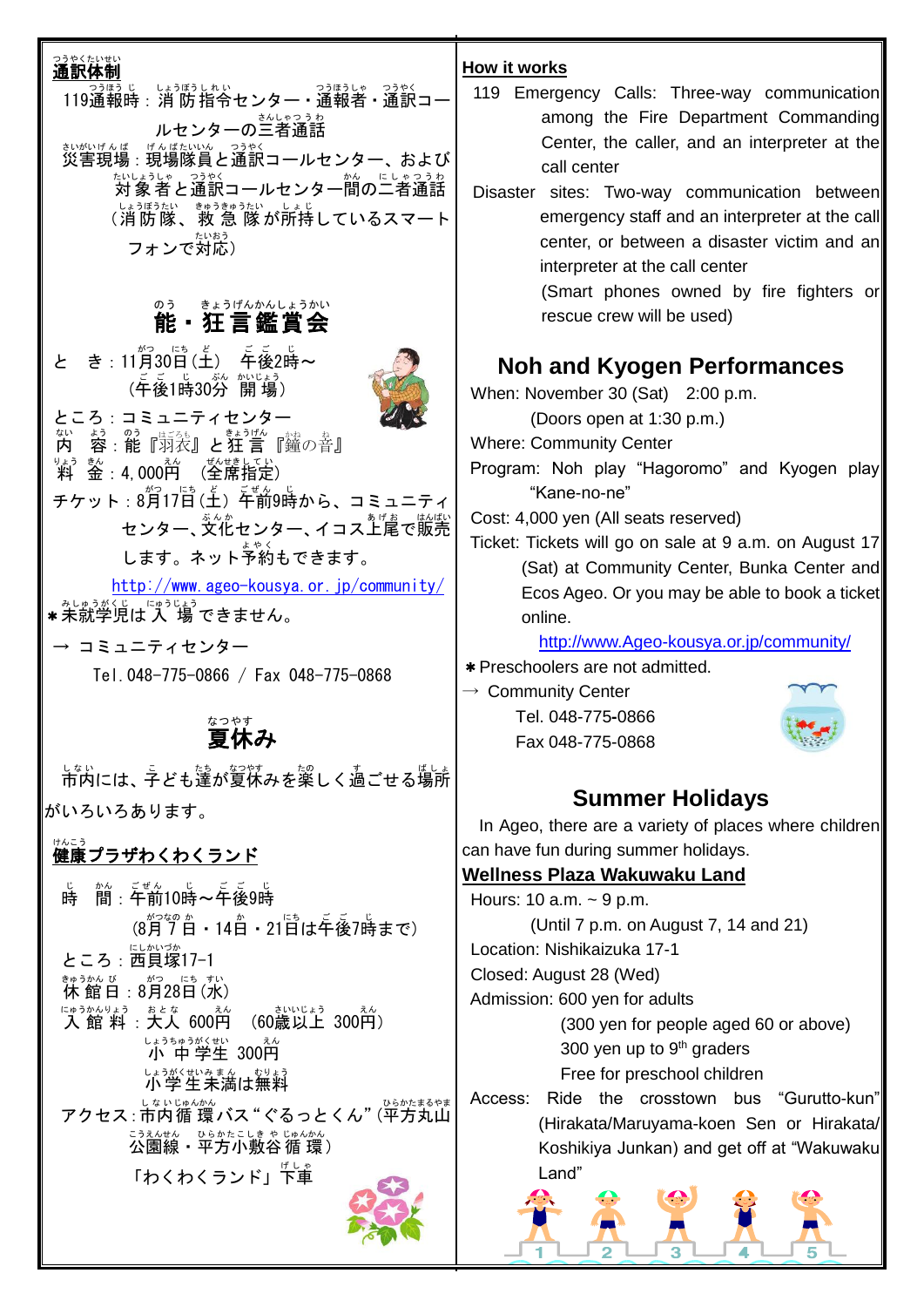**通訳体制**

119通報時：消防指令センター・通報者・通訳コールセンターの三者通話

災害現場：現場隊員と通訳コールセンター、および対象者と通訳コールセンター間の二者通話（消防隊、救急隊が所持しているスマートフォンで対応）

## 能・狂言鑑賞会

とき：11月30日（土）　午後2時～（午後1時30分　開場）

ところ：コミュニティセンター

内容：能『羽衣』と狂言『鐘の音』

料金：4,000円　（全席指定）

チケット：8月17日（土）午前9時から、コミュニティセンター、文化センター、イコス上尾で販売します。ネット予約もできます。

http://www.ageo-kousya.or.jp/community/

＊未就学児は入場できません。

→ コミュニティセンター

Tel.048-775-0866 / Fax 048-775-0868

## 夏休み

市内には、子ども達が夏休みを楽しく過ごせる場所がいろいろあります。

**健康プラザわくわくランド**

時間：午前10時～午後9時（8月7日・14日・21日は午後7時まで）

ところ：西貝塚17-1

休館日：8月28日（水）

入館料：大人 600円　（60歳以上 300円）
小中学生 300円
小学生未満は無料

アクセス：市内循環バス“ぐるっとくん”（平方丸山公園線・平方小敷谷循環）「わくわくランド」下車

**How it works**

119 Emergency Calls: Three-way communication among the Fire Department Commanding Center, the caller, and an interpreter at the call center

Disaster sites: Two-way communication between emergency staff and an interpreter at the call center, or between a disaster victim and an interpreter at the call center
(Smart phones owned by fire fighters or rescue crew will be used)

## Noh and Kyogen Performances

When: November 30 (Sat)　2:00 p.m.
(Doors open at 1:30 p.m.)

Where: Community Center

Program: Noh play “Hagoromo” and Kyogen play “Kane-no-ne”

Cost: 4,000 yen (All seats reserved)

Ticket: Tickets will go on sale at 9 a.m. on August 17 (Sat) at Community Center, Bunka Center and Ecos Ageo. Or you may be able to book a ticket online.

http://www.Ageo-kousya.or.jp/community/

＊Preschoolers are not admitted.

→ Community Center
Tel. 048-775-0866
Fax 048-775-0868

## Summer Holidays

In Ageo, there are a variety of places where children can have fun during summer holidays.

**Wellness Plaza Wakuwaku Land**

Hours: 10 a.m. ~ 9 p.m.
(Until 7 p.m. on August 7, 14 and 21)

Location: Nishikaizuka 17-1

Closed: August 28 (Wed)

Admission: 600 yen for adults
(300 yen for people aged 60 or above)
300 yen up to 9th graders
Free for preschool children

Access: Ride the crosstown bus “Gurutto-kun” (Hirakata/Maruyama-koen Sen or Hirakata/Koshikiya Junkan) and get off at “Wakuwaku Land”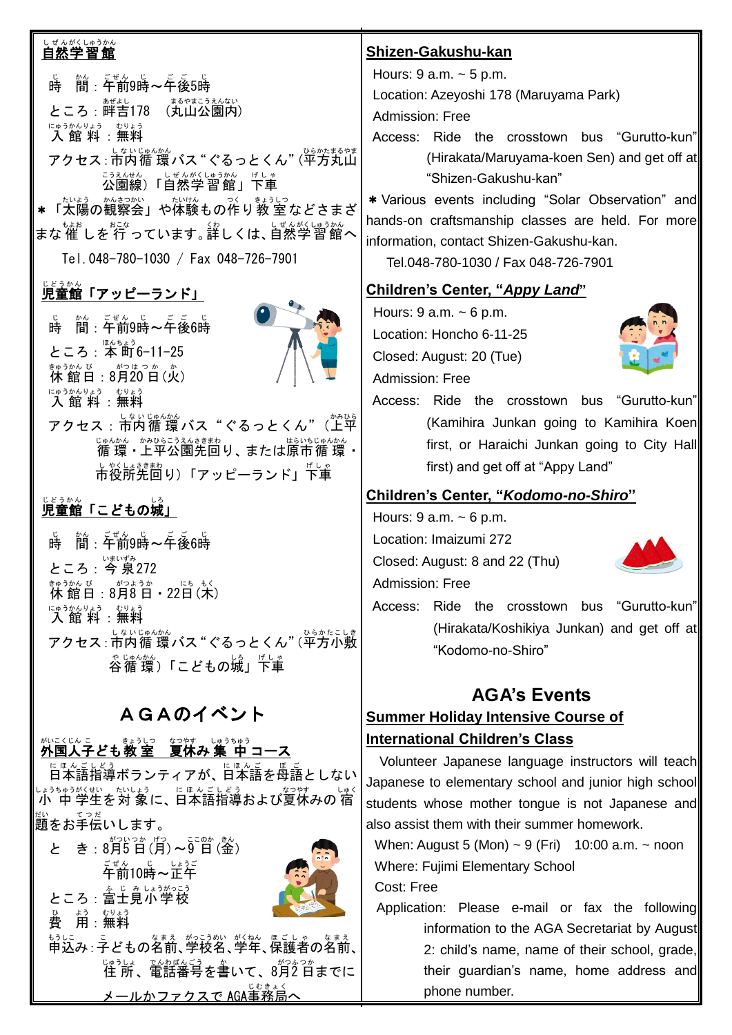## 自然学習館

時　間：午前9時～午後5時
ところ：畔吉178　（丸山公園内）
入館料：無料
アクセス：市内循環バス"ぐるっとくん"（平方丸山公園線）「自然学習館」下車

＊「太陽の観察会」や体験もの作り教室などさまざまな催しを行っています。詳しくは、自然学習館へ

Tel.048-780-1030 / Fax 048-726-7901

## 児童館「アッピーランド」

時　間：午前9時～午後6時
ところ：本町6-11-25
休館日：8月20日(火)
入館料：無料
アクセス：市内循環バス"ぐるっとくん"（上平循環・上平公園先回り、または原市循環・市役所先回り）「アッピーランド」下車

## 児童館「こどもの城」

時　間：午前9時～午後6時
ところ：今泉272
休館日：8月8日・22日(木)
入館料：無料
アクセス：市内循環バス"ぐるっとくん"（平方小敷谷循環）「こどもの城」下車

# ＡＧＡのイベント

## 外国人子ども教室　夏休み集中コース

日本語指導ボランティアが、日本語を母語としない小中学生を対象に、日本語指導および夏休みの宿題をお手伝いします。

と　き：8月5日(月)～9日(金)
午前10時～正午
ところ：富士見小学校
費　用：無料
申込み：子どもの名前、学校名、学年、保護者の名前、住所、電話番号を書いて、8月2日までにメールかファクスでAGA事務局へ

## Shizen-Gakushu-kan

Hours: 9 a.m. ~ 5 p.m.
Location: Azeyoshi 178 (Maruyama Park)
Admission: Free
Access: Ride the crosstown bus "Gurutto-kun" (Hirakata/Maruyama-koen Sen) and get off at "Shizen-Gakushu-kan"

＊Various events including "Solar Observation" and hands-on craftsmanship classes are held. For more information, contact Shizen-Gakushu-kan.

Tel.048-780-1030 / Fax 048-726-7901

## Children's Center, "*Appy Land*"

Hours: 9 a.m. ~ 6 p.m.
Location: Honcho 6-11-25
Closed: August: 20 (Tue)
Admission: Free
Access: Ride the crosstown bus "Gurutto-kun" (Kamihira Junkan going to Kamihira Koen first, or Haraichi Junkan going to City Hall first) and get off at "Appy Land"

## Children's Center, "*Kodomo-no-Shiro*"

Hours: 9 a.m. ~ 6 p.m.
Location: Imaizumi 272
Closed: August: 8 and 22 (Thu)
Admission: Free
Access: Ride the crosstown bus "Gurutto-kun" (Hirakata/Koshikiya Junkan) and get off at "Kodomo-no-Shiro"

# AGA's Events

## Summer Holiday Intensive Course of International Children's Class

Volunteer Japanese language instructors will teach Japanese to elementary school and junior high school students whose mother tongue is not Japanese and also assist them with their summer homework.

When: August 5 (Mon) ~ 9 (Fri)　10:00 a.m. ~ noon
Where: Fujimi Elementary School
Cost: Free
Application: Please e-mail or fax the following information to the AGA Secretariat by August 2: child's name, name of their school, grade, their guardian's name, home address and phone number.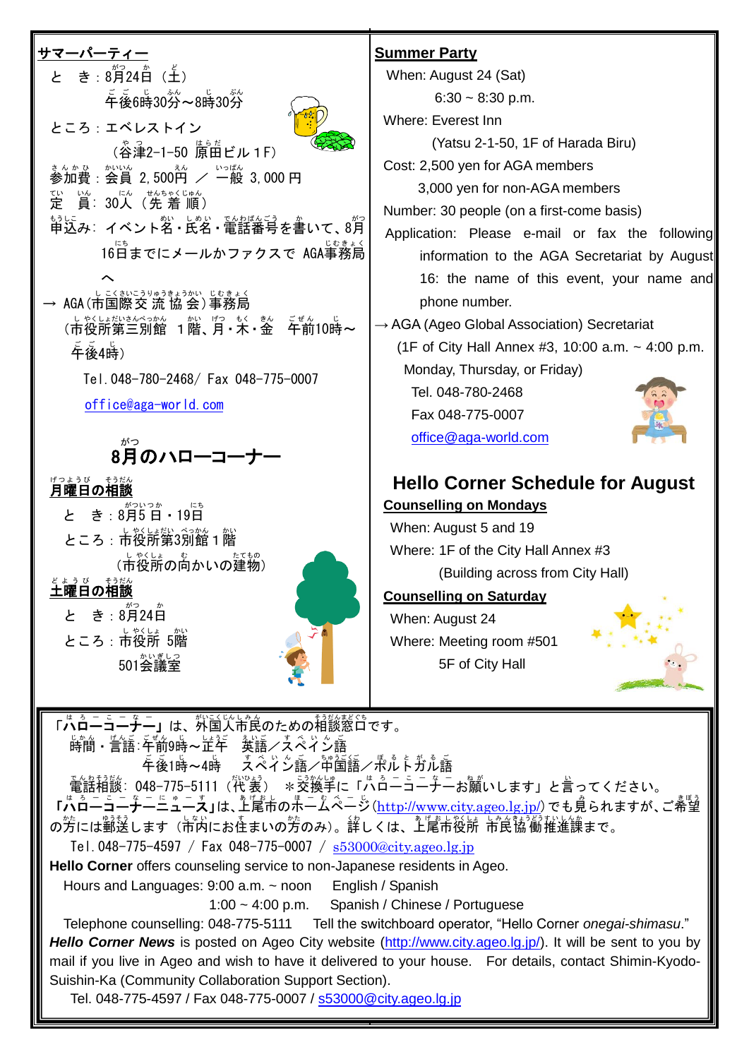## サマーパーティー

とき：8月24日（土）
午後6時30分～8時30分

ところ：エベレストイン
（谷津2-1-50 原田ビル1F）

参加費：会員 2,500円 ／ 一般 3,000円

定員：30人（先着順）

申込み：イベント名・氏名・電話番号を書いて、8月16日までにメールかファクスでAGA事務局へ

→ AGA（市国際交流協会）事務局
（市役所第三別館 1階、月・木・金 午前10時～午後4時）

Tel.048-780-2468/ Fax 048-775-0007

office@aga-world.com

## Summer Party

When: August 24 (Sat)
6:30 ~ 8:30 p.m.

Where: Everest Inn
(Yatsu 2-1-50, 1F of Harada Biru)

Cost: 2,500 yen for AGA members
3,000 yen for non-AGA members

Number: 30 people (on a first-come basis)

Application: Please e-mail or fax the following information to the AGA Secretariat by August 16: the name of this event, your name and phone number.

→ AGA (Ageo Global Association) Secretariat
(1F of City Hall Annex #3, 10:00 a.m. ~ 4:00 p.m. Monday, Thursday, or Friday)
Tel. 048-780-2468
Fax 048-775-0007
office@aga-world.com

## 8月のハローコーナー

### 月曜日の相談

とき：8月5日・19日

ところ：市役所第3別館1階
（市役所の向かいの建物）

### 土曜日の相談

とき：8月24日

ところ：市役所 5階
501会議室

## Hello Corner Schedule for August

### Counselling on Mondays

When: August 5 and 19

Where: 1F of the City Hall Annex #3
(Building across from City Hall)

### Counselling on Saturday

When: August 24

Where: Meeting room #501
5F of City Hall

---

「ハローコーナー」は、外国人市民のための相談窓口です。

時間・言語：午前9時～正午　英語／スペイン語
午後1時～4時　スペイン語／中国語／ポルトガル語

電話相談：048-775-5111（代表）　＊交換手に「ハローコーナーお願いします」と言ってください。

「ハローコーナーニュース」は、上尾市のホームページ(http://www.city.ageo.lg.jp/)でも見られますが、ご希望の方には郵送します（市内にお住まいの方のみ）。詳しくは、上尾市役所 市民協働推進課まで。

Tel.048-775-4597 / Fax 048-775-0007 / s53000@city.ageo.lg.jp

**Hello Corner** offers counseling service to non-Japanese residents in Ageo.

Hours and Languages: 9:00 a.m. ~ noon　English / Spanish
1:00 ~ 4:00 p.m.　Spanish / Chinese / Portuguese

Telephone counselling: 048-775-5111　Tell the switchboard operator, "Hello Corner *onegai-shimasu*."

***Hello Corner News*** is posted on Ageo City website (http://www.city.ageo.lg.jp/). It will be sent to you by mail if you live in Ageo and wish to have it delivered to your house. For details, contact Shimin-Kyodo-Suishin-Ka (Community Collaboration Support Section).

Tel. 048-775-4597 / Fax 048-775-0007 / s53000@city.ageo.lg.jp